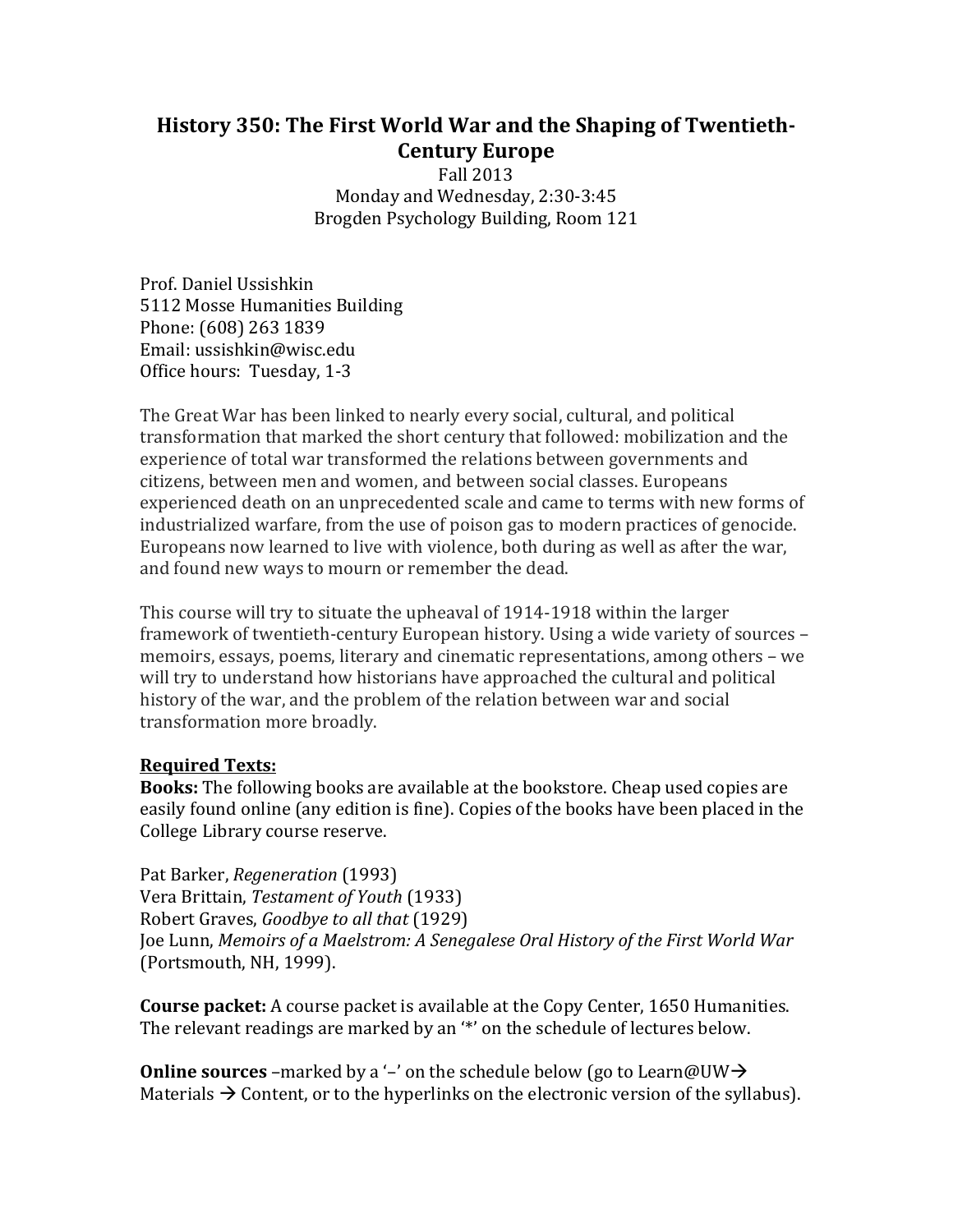# History 350: The First World War and the Shaping of Twentieth-Century Europe

Fall 2013
Monday and Wednesday, 2:30-3:45
Brogden Psychology Building, Room 121

Prof. Daniel Ussishkin
5112 Mosse Humanities Building
Phone: (608) 263 1839
Email: ussishkin@wisc.edu
Office hours: Tuesday, 1-3

The Great War has been linked to nearly every social, cultural, and political transformation that marked the short century that followed: mobilization and the experience of total war transformed the relations between governments and citizens, between men and women, and between social classes. Europeans experienced death on an unprecedented scale and came to terms with new forms of industrialized warfare, from the use of poison gas to modern practices of genocide. Europeans now learned to live with violence, both during as well as after the war, and found new ways to mourn or remember the dead.

This course will try to situate the upheaval of 1914-1918 within the larger framework of twentieth-century European history. Using a wide variety of sources – memoirs, essays, poems, literary and cinematic representations, among others – we will try to understand how historians have approached the cultural and political history of the war, and the problem of the relation between war and social transformation more broadly.

**Required Texts:**

**Books:** The following books are available at the bookstore. Cheap used copies are easily found online (any edition is fine). Copies of the books have been placed in the College Library course reserve.

Pat Barker, *Regeneration* (1993)
Vera Brittain, *Testament of Youth* (1933)
Robert Graves, *Goodbye to all that* (1929)
Joe Lunn, *Memoirs of a Maelstrom: A Senegalese Oral History of the First World War* (Portsmouth, NH, 1999).

**Course packet:** A course packet is available at the Copy Center, 1650 Humanities. The relevant readings are marked by an '*' on the schedule of lectures below.

**Online sources** –marked by a '–' on the schedule below (go to Learn@UW→ Materials → Content, or to the hyperlinks on the electronic version of the syllabus).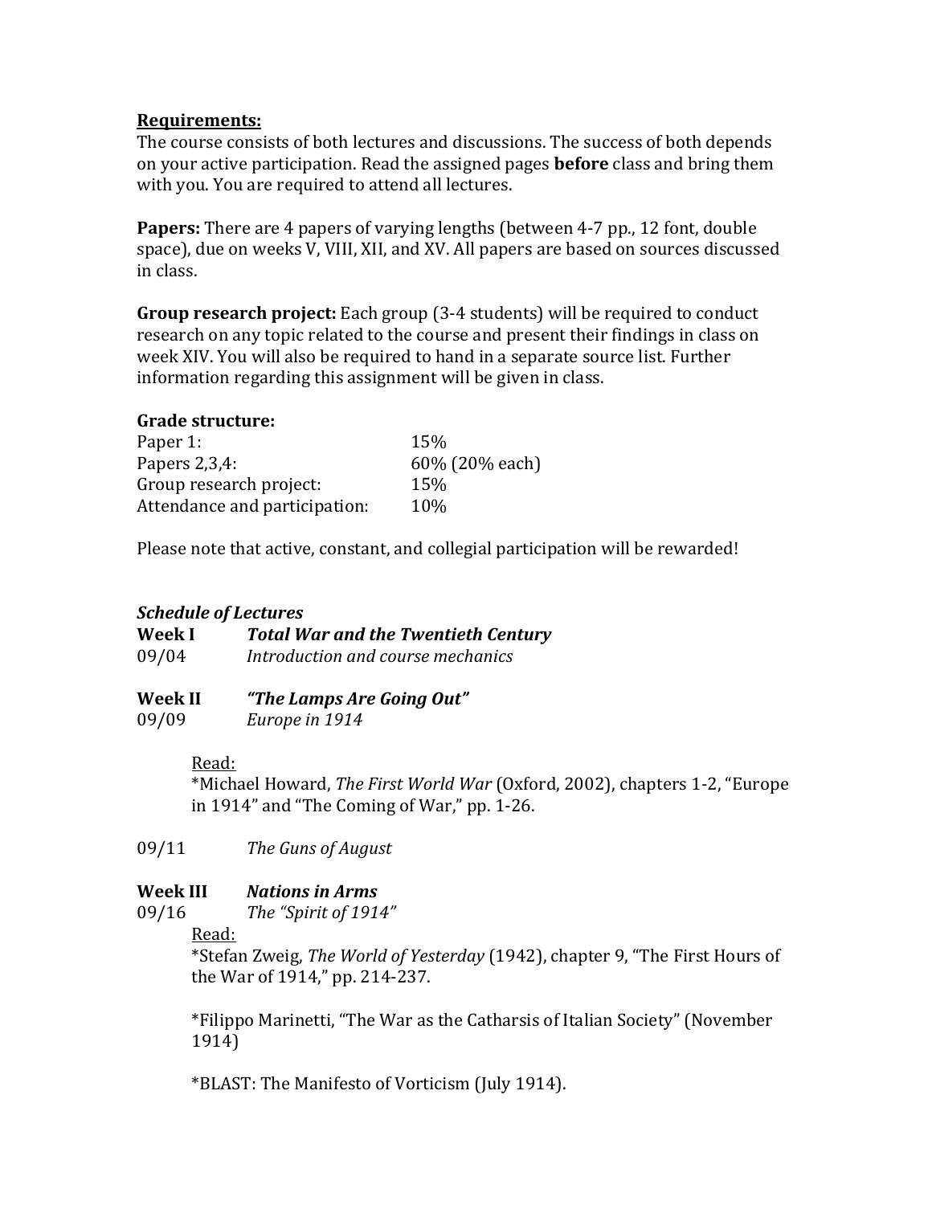**Requirements:**
The course consists of both lectures and discussions. The success of both depends on your active participation. Read the assigned pages **before** class and bring them with you. You are required to attend all lectures.

**Papers:** There are 4 papers of varying lengths (between 4-7 pp., 12 font, double space), due on weeks V, VIII, XII, and XV. All papers are based on sources discussed in class.

**Group research project:** Each group (3-4 students) will be required to conduct research on any topic related to the course and present their findings in class on week XIV. You will also be required to hand in a separate source list. Further information regarding this assignment will be given in class.

**Grade structure:**

| | |
|---|---|
| Paper 1: | 15% |
| Papers 2,3,4: | 60% (20% each) |
| Group research project: | 15% |
| Attendance and participation: | 10% |

Please note that active, constant, and collegial participation will be rewarded!

***Schedule of Lectures***

**Week I** ***Total War and the Twentieth Century***

09/04 *Introduction and course mechanics*

**Week II** ***"The Lamps Are Going Out"***

09/09 *Europe in 1914*

Read:
*Michael Howard, *The First World War* (Oxford, 2002), chapters 1-2, "Europe in 1914" and "The Coming of War," pp. 1-26.

09/11 *The Guns of August*

**Week III** ***Nations in Arms***

09/16 *The "Spirit of 1914"*

Read:
*Stefan Zweig, *The World of Yesterday* (1942), chapter 9, "The First Hours of the War of 1914," pp. 214-237.

*Filippo Marinetti, "The War as the Catharsis of Italian Society" (November 1914)

*BLAST: The Manifesto of Vorticism (July 1914).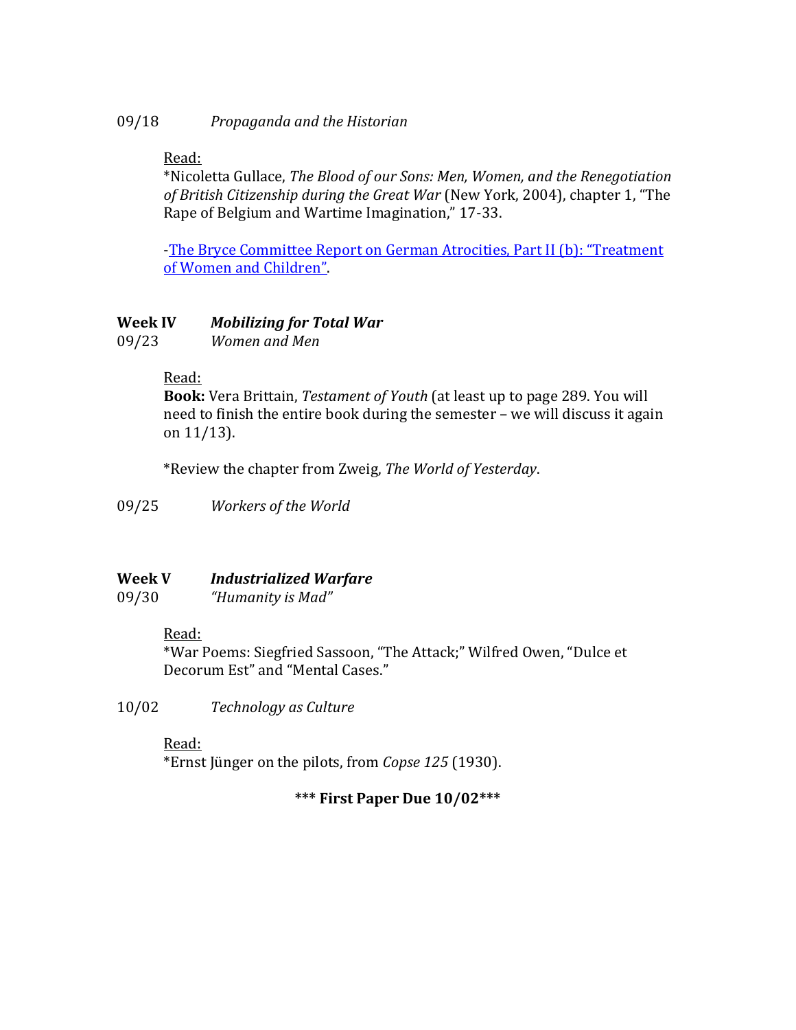09/18 *Propaganda and the Historian*

Read:

*Nicoletta Gullace, *The Blood of our Sons: Men, Women, and the Renegotiation of British Citizenship during the Great War* (New York, 2004), chapter 1, "The Rape of Belgium and Wartime Imagination," 17-33.

-The Bryce Committee Report on German Atrocities, Part II (b): "Treatment of Women and Children".

**Week IV** ***Mobilizing for Total War***

09/23 *Women and Men*

Read:

**Book:** Vera Brittain, *Testament of Youth* (at least up to page 289. You will need to finish the entire book during the semester – we will discuss it again on 11/13).

*Review the chapter from Zweig, *The World of Yesterday*.

09/25 *Workers of the World*

**Week V** ***Industrialized Warfare***

09/30 *"Humanity is Mad"*

Read:

*War Poems: Siegfried Sassoon, "The Attack;" Wilfred Owen, "Dulce et Decorum Est" and "Mental Cases."

10/02 *Technology as Culture*

Read:

*Ernst Jünger on the pilots, from *Copse 125* (1930).

**\*\*\* First Paper Due 10/02\*\*\***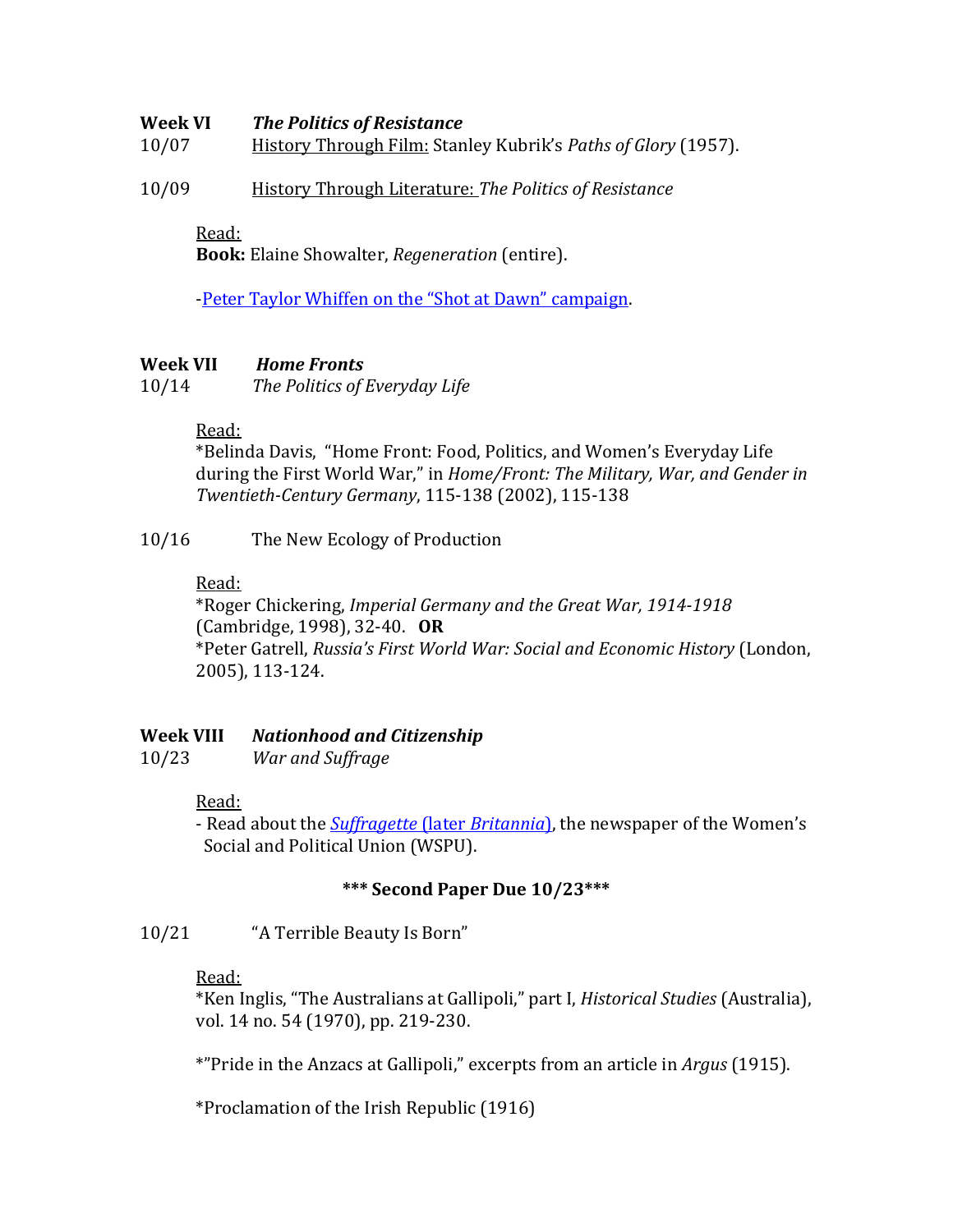**Week VI** ***The Politics of Resistance***

10/07 History Through Film: Stanley Kubrick's *Paths of Glory* (1957).

10/09 History Through Literature: *The Politics of Resistance*

Read:

**Book:** Elaine Showalter, *Regeneration* (entire).

-Peter Taylor Whiffen on the "Shot at Dawn" campaign.

**Week VII** ***Home Fronts***

10/14 *The Politics of Everyday Life*

Read:

*Belinda Davis, "Home Front: Food, Politics, and Women's Everyday Life during the First World War," in *Home/Front: The Military, War, and Gender in Twentieth-Century Germany*, 115-138 (2002), 115-138

10/16 The New Ecology of Production

Read:

*Roger Chickering, *Imperial Germany and the Great War, 1914-1918* (Cambridge, 1998), 32-40. **OR**

*Peter Gatrell, *Russia's First World War: Social and Economic History* (London, 2005), 113-124.

**Week VIII** ***Nationhood and Citizenship***

10/23 *War and Suffrage*

Read:

- Read about the *Suffragette* (later *Britannia*), the newspaper of the Women's Social and Political Union (WSPU).

**\*\*\* Second Paper Due 10/23\*\*\***

10/21 "A Terrible Beauty Is Born"

Read:

*Ken Inglis, "The Australians at Gallipoli," part I, *Historical Studies* (Australia), vol. 14 no. 54 (1970), pp. 219-230.

*"Pride in the Anzacs at Gallipoli," excerpts from an article in *Argus* (1915).

*Proclamation of the Irish Republic (1916)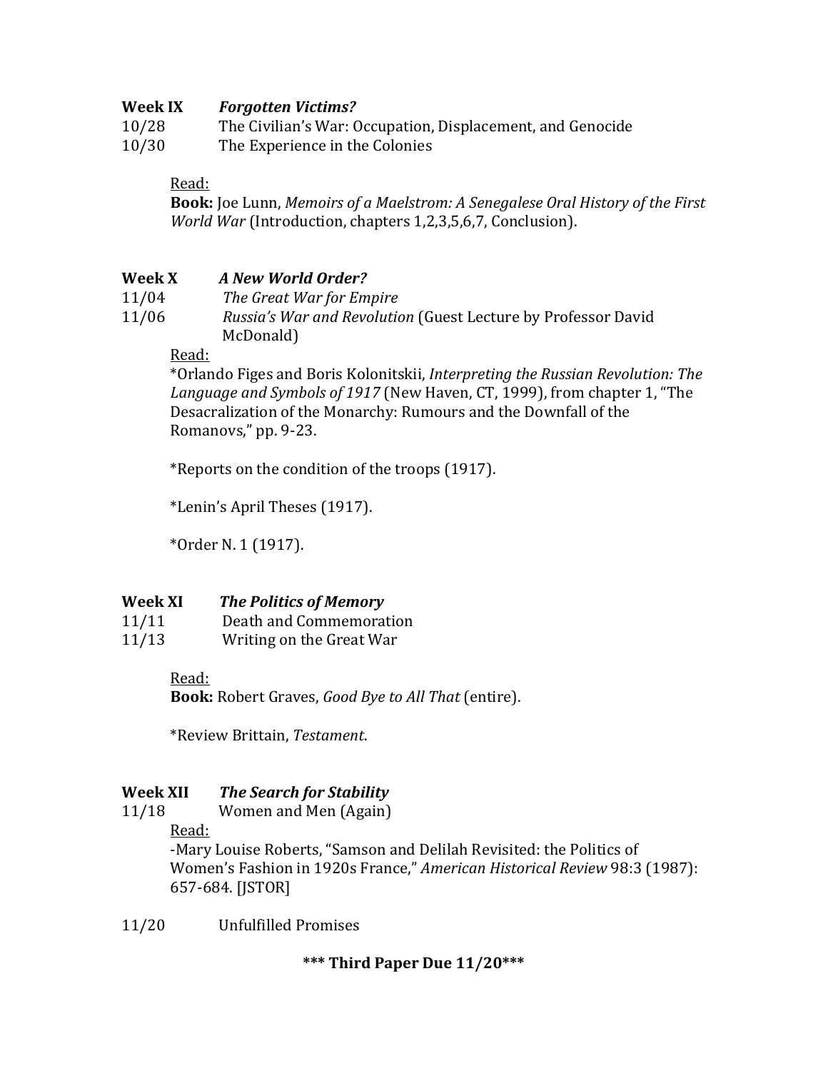**Week IX** ***Forgotten Victims?***

10/28 The Civilian's War: Occupation, Displacement, and Genocide

10/30 The Experience in the Colonies

Read:

**Book:** Joe Lunn, *Memoirs of a Maelstrom: A Senegalese Oral History of the First World War* (Introduction, chapters 1,2,3,5,6,7, Conclusion).

**Week X** ***A New World Order?***

11/04 *The Great War for Empire*

11/06 *Russia's War and Revolution* (Guest Lecture by Professor David McDonald)

Read:

*Orlando Figes and Boris Kolonitskii, *Interpreting the Russian Revolution: The Language and Symbols of 1917* (New Haven, CT, 1999), from chapter 1, "The Desacralization of the Monarchy: Rumours and the Downfall of the Romanovs," pp. 9-23.

*Reports on the condition of the troops (1917).

*Lenin's April Theses (1917).

*Order N. 1 (1917).

**Week XI** ***The Politics of Memory***

11/11 Death and Commemoration

11/13 Writing on the Great War

Read:

**Book:** Robert Graves, *Good Bye to All That* (entire).

*Review Brittain, *Testament*.

**Week XII** ***The Search for Stability***

11/18 Women and Men (Again)

Read:

-Mary Louise Roberts, "Samson and Delilah Revisited: the Politics of Women's Fashion in 1920s France," *American Historical Review* 98:3 (1987): 657-684. [JSTOR]

11/20 Unfulfilled Promises

**\*\*\* Third Paper Due 11/20\*\*\***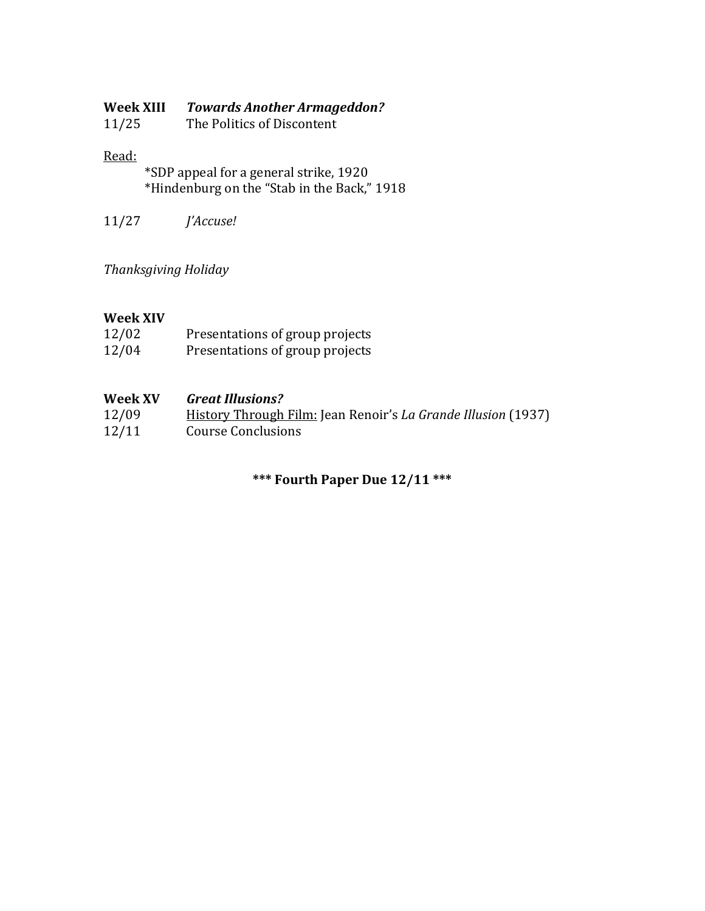**Week XIII** ***Towards Another Armageddon?***
11/25 The Politics of Discontent

Read:

*SDP appeal for a general strike, 1920
*Hindenburg on the "Stab in the Back," 1918

11/27 *J'Accuse!*

*Thanksgiving Holiday*

**Week XIV**
12/02 Presentations of group projects
12/04 Presentations of group projects

**Week XV** ***Great Illusions?***
12/09 History Through Film: Jean Renoir's *La Grande Illusion* (1937)
12/11 Course Conclusions

**\*\*\* Fourth Paper Due 12/11 \*\*\***